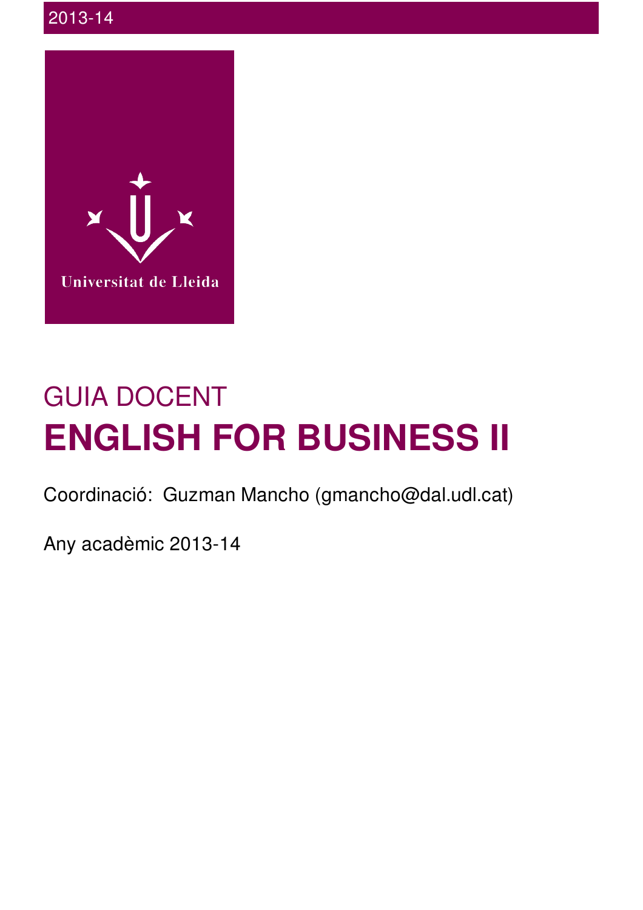2013-14

Universitat de Lleida

GUIA DOCENT

# ENGLISH FOR BUSINESS II

Coordinació: Guzman Mancho (gmancho@dal.udl.cat)

Any acadèmic 2013-14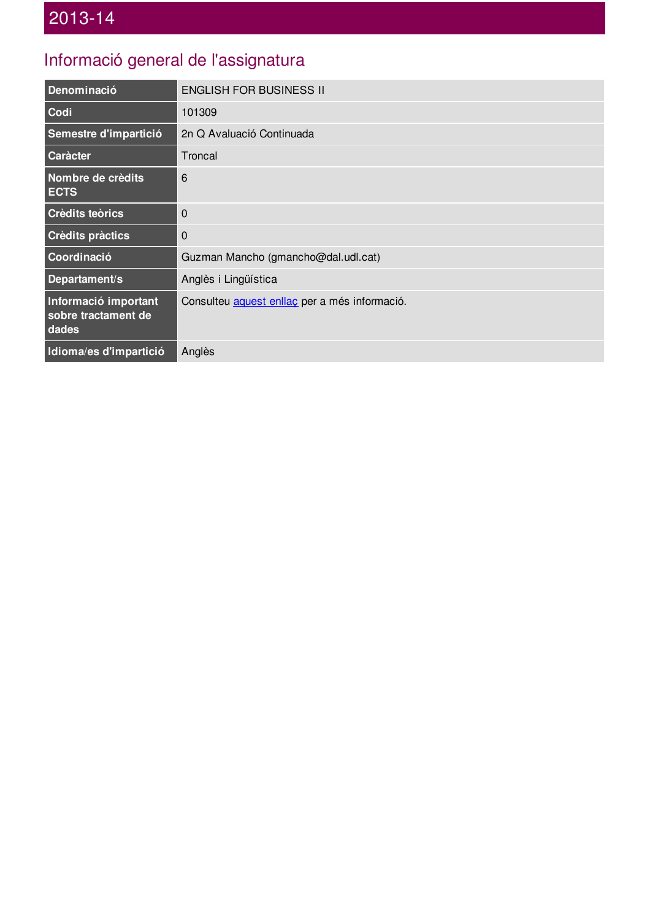# 2013-14

## Informació general de l'assignatura

| | |
|---|---|
| **Denominació** | ENGLISH FOR BUSINESS II |
| **Codi** | 101309 |
| **Semestre d'impartició** | 2n Q Avaluació Continuada |
| **Caràcter** | Troncal |
| **Nombre de crèdits ECTS** | 6 |
| **Crèdits teòrics** | 0 |
| **Crèdits pràctics** | 0 |
| **Coordinació** | Guzman Mancho (gmancho@dal.udl.cat) |
| **Departament/s** | Anglès i Lingüística |
| **Informació important sobre tractament de dades** | Consulteu aquest enllaç per a més informació. |
| **Idioma/es d'impartició** | Anglès |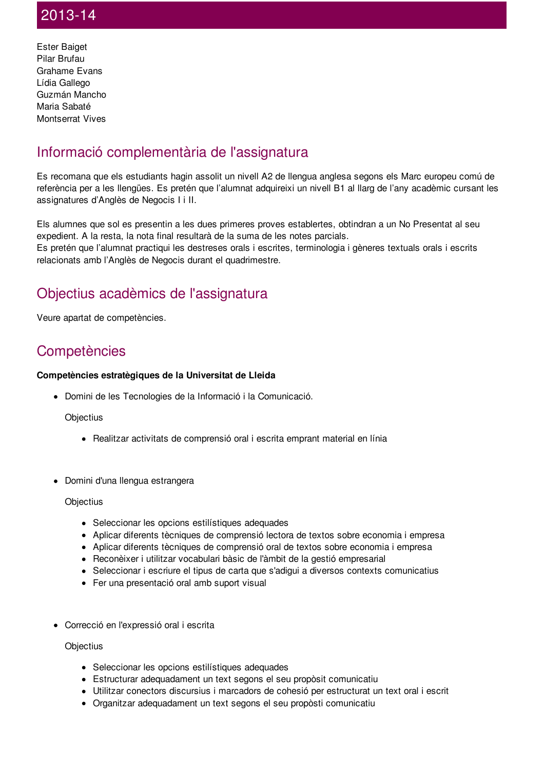# 2013-14

Ester Baiget
Pilar Brufau
Grahame Evans
Lídia Gallego
Guzmán Mancho
Maria Sabaté
Montserrat Vives

## Informació complementària de l'assignatura

Es recomana que els estudiants hagin assolit un nivell A2 de llengua anglesa segons els Marc europeu comú de referència per a les llengües. Es pretén que l'alumnat adquireixi un nivell B1 al llarg de l'any acadèmic cursant les assignatures d'Anglès de Negocis I i II.

Els alumnes que sol es presentin a les dues primeres proves establertes, obtindran a un No Presentat al seu expedient. A la resta, la nota final resultarà de la suma de les notes parcials.
Es pretén que l'alumnat practiqui les destreses orals i escrites, terminologia i gèneres textuals orals i escrits relacionats amb l'Anglès de Negocis durant el quadrimestre.

## Objectius acadèmics de l'assignatura

Veure apartat de competències.

## Competències

**Competències estratègiques de la Universitat de Lleida**

- Domini de les Tecnologies de la Informació i la Comunicació.

  Objectius

  - Realitzar activitats de comprensió oral i escrita emprant material en línia

- Domini d'una llengua estrangera

  Objectius

  - Seleccionar les opcions estilístiques adequades
  - Aplicar diferents tècniques de comprensió lectora de textos sobre economia i empresa
  - Aplicar diferents tècniques de comprensió oral de textos sobre economia i empresa
  - Reconèixer i utilitzar vocabulari bàsic de l'àmbit de la gestió empresarial
  - Seleccionar i escriure el tipus de carta que s'adigui a diversos contexts comunicatius
  - Fer una presentació oral amb suport visual

- Correcció en l'expressió oral i escrita

  Objectius

  - Seleccionar les opcions estilístiques adequades
  - Estructurar adequadament un text segons el seu propòsit comunicatiu
  - Utilitzar conectors discursius i marcadors de cohesió per estructurat un text oral i escrit
  - Organitzar adequadament un text segons el seu propòsti comunicatiu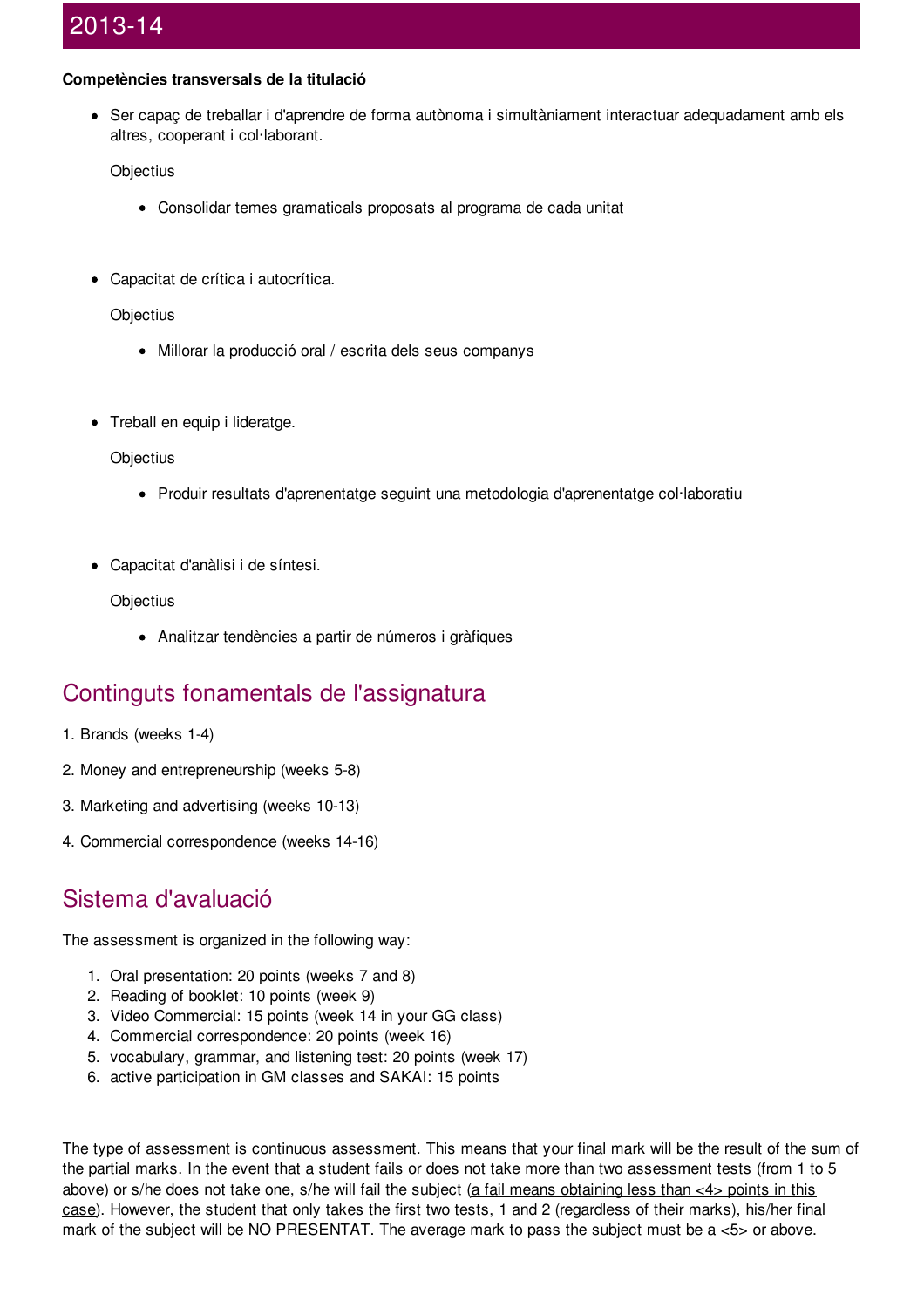**Competències transversals de la titulació**

- Ser capaç de treballar i d'aprendre de forma autònoma i simultàniament interactuar adequadament amb els altres, cooperant i col·laborant.

  Objectius

  - Consolidar temes gramaticals proposats al programa de cada unitat

- Capacitat de crítica i autocrítica.

  Objectius

  - Millorar la producció oral / escrita dels seus companys

- Treball en equip i lideratge.

  Objectius

  - Produir resultats d'aprenentatge seguint una metodologia d'aprenentatge col·laboratiu

- Capacitat d'anàlisi i de síntesi.

  Objectius

  - Analitzar tendències a partir de números i gràfiques

## Continguts fonamentals de l'assignatura

1. Brands (weeks 1-4)

2. Money and entrepreneurship (weeks 5-8)

3. Marketing and advertising (weeks 10-13)

4. Commercial correspondence (weeks 14-16)

## Sistema d'avaluació

The assessment is organized in the following way:

1. Oral presentation: 20 points (weeks 7 and 8)
2. Reading of booklet: 10 points (week 9)
3. Video Commercial: 15 points (week 14 in your GG class)
4. Commercial correspondence: 20 points (week 16)
5. vocabulary, grammar, and listening test: 20 points (week 17)
6. active participation in GM classes and SAKAI: 15 points

The type of assessment is continuous assessment. This means that your final mark will be the result of the sum of the partial marks. In the event that a student fails or does not take more than two assessment tests (from 1 to 5 above) or s/he does not take one, s/he will fail the subject (a fail means obtaining less than <4> points in this case). However, the student that only takes the first two tests, 1 and 2 (regardless of their marks), his/her final mark of the subject will be NO PRESENTAT. The average mark to pass the subject must be a <5> or above.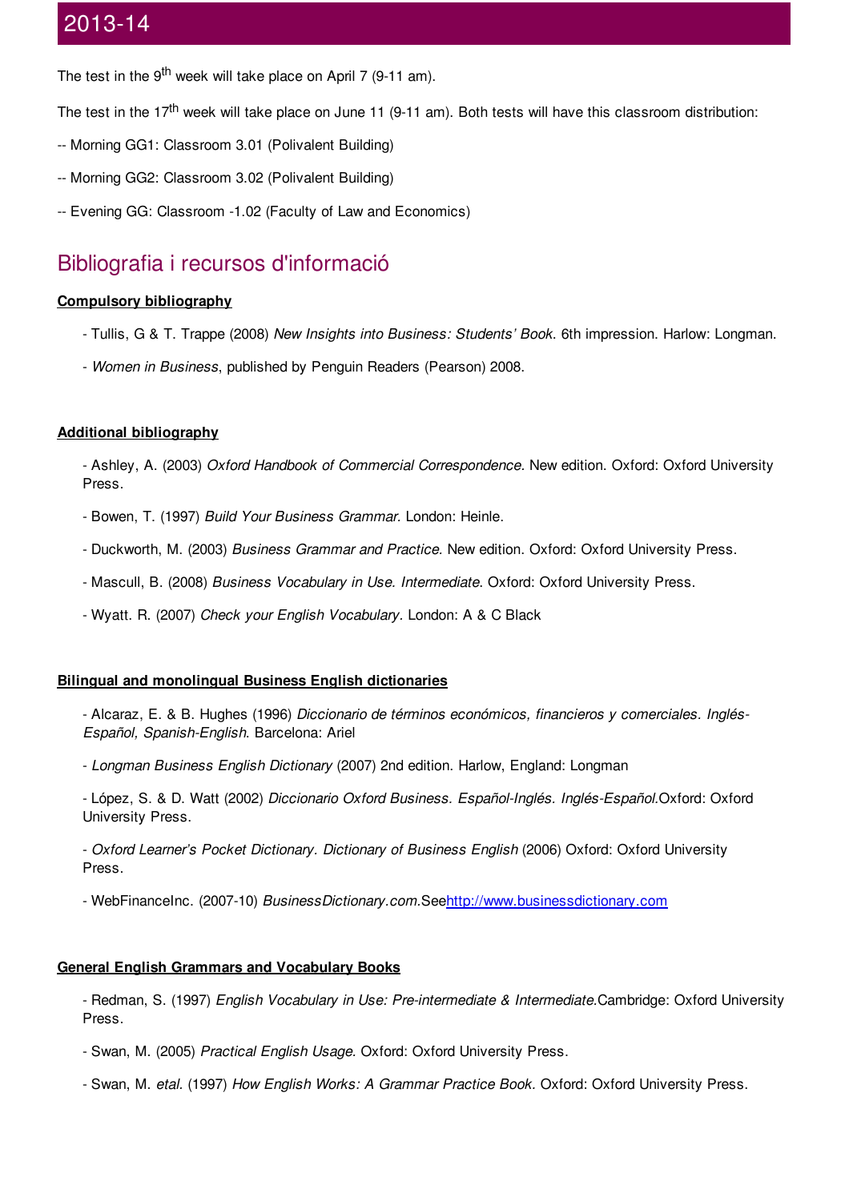## 2013-14

The test in the 9th week will take place on April 7 (9-11 am).

The test in the 17th week will take place on June 11 (9-11 am). Both tests will have this classroom distribution:

-- Morning GG1: Classroom 3.01 (Polivalent Building)

-- Morning GG2: Classroom 3.02 (Polivalent Building)

-- Evening GG: Classroom -1.02 (Faculty of Law and Economics)

## Bibliografia i recursos d'informació

**Compulsory bibliography**

- Tullis, G & T. Trappe (2008) *New Insights into Business: Students' Book*. 6th impression. Harlow: Longman.

- *Women in Business*, published by Penguin Readers (Pearson) 2008.

**Additional bibliography**

- Ashley, A. (2003) *Oxford Handbook of Commercial Correspondence*. New edition. Oxford: Oxford University Press.

- Bowen, T. (1997) *Build Your Business Grammar*. London: Heinle.

- Duckworth, M. (2003) *Business Grammar and Practice.* New edition. Oxford: Oxford University Press.

- Mascull, B. (2008) *Business Vocabulary in Use. Intermediate*. Oxford: Oxford University Press.

- Wyatt. R. (2007) *Check your English Vocabulary*. London: A & C Black

**Bilingual and monolingual Business English dictionaries**

- Alcaraz, E. & B. Hughes (1996) *Diccionario de términos económicos, financieros y comerciales. Inglés-Español, Spanish-English*. Barcelona: Ariel

- *Longman Business English Dictionary* (2007) 2nd edition. Harlow, England: Longman

- López, S. & D. Watt (2002) *Diccionario Oxford Business. Español-Inglés. Inglés-Español.*Oxford: Oxford University Press.

- *Oxford Learner's Pocket Dictionary. Dictionary of Business English* (2006) Oxford: Oxford University Press.

- WebFinanceInc. (2007-10) *BusinessDictionary.com*.See[http://www.businessdictionary.com](http://www.businessdictionary.com)

**General English Grammars and Vocabulary Books**

- Redman, S. (1997) *English Vocabulary in Use: Pre-intermediate & Intermediate.*Cambridge: Oxford University Press.

- Swan, M. (2005) *Practical English Usage*. Oxford: Oxford University Press.

- Swan, M. *etal.* (1997) *How English Works: A Grammar Practice Book.* Oxford: Oxford University Press.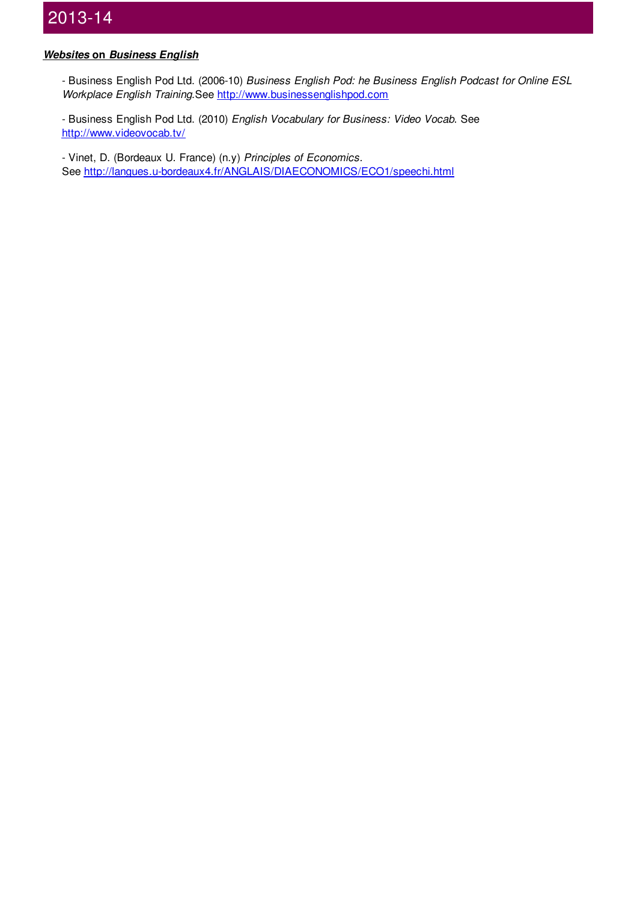***Websites*** **on** ***Business English***

- Business English Pod Ltd. (2006-10) *Business English Pod: he Business English Podcast for Online ESL Workplace English Training.*See http://www.businessenglishpod.com

- Business English Pod Ltd. (2010) *English Vocabulary for Business: Video Vocab*. See http://www.videovocab.tv/

- Vinet, D. (Bordeaux U. France) (n.y) *Principles of Economics*. See http://langues.u-bordeaux4.fr/ANGLAIS/DIAECONOMICS/ECO1/speechi.html